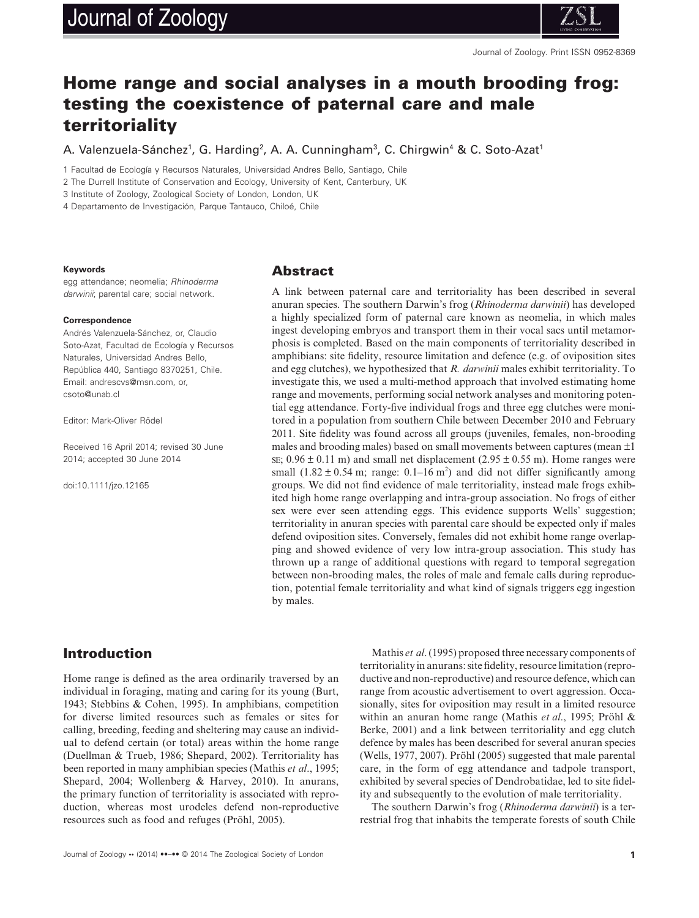# Home range and social analyses in a mouth brooding frog: testing the coexistence of paternal care and male territoriality

A. Valenzuela-Sánchez[1], G. Harding[2], A. A. Cunningham[3], C. Chirgwin[4] & C. Soto-Azat[1]

1 Facultad de Ecología y Recursos Naturales, Universidad Andres Bello, Santiago, Chile

2 The Durrell Institute for Conservation and Ecology, University of Kent, Canterbury, UK

3 Institute of Zoology, Zoological Society of London, London, UK

4 Departamento de Investigación, Parque Tantauco, Chiloé, Chile

**Keywords**

egg attendance; neomelia; *Rhinoderma darwinii*; parental care; social network.

**Correspondence**

Andrés Valenzuela-Sánchez, or, Claudio Soto-Azat, Facultad de Ecología y Recursos Naturales, Universidad Andres Bello, República 440, Santiago 8370251, Chile.
Email: andrescvs@msn.com, or, csoto@unab.cl

Editor: Mark-Oliver Rödel

Received 16 April 2014; revised 30 June 2014; accepted 30 June 2014

doi:10.1111/jzo.12165

## Abstract

A link between paternal care and territoriality has been described in several anuran species. The southern Darwin's frog (*Rhinoderma darwinii*) has developed a highly specialized form of paternal care known as neomelia, in which males ingest developing embryos and transport them in their vocal sacs until metamorphosis is completed. Based on the main components of territoriality described in amphibians: site fidelity, resource limitation and defence (e.g. of oviposition sites and egg clutches), we hypothesized that *R. darwinii* males exhibit territoriality. To investigate this, we used a multi-method approach that involved estimating home range and movements, performing social network analyses and monitoring potential egg attendance. Forty-five individual frogs and three egg clutches were monitored in a population from southern Chile between December 2010 and February 2011. Site fidelity was found across all groups (juveniles, females, non-brooding males and brooding males) based on small movements between captures (mean ±1 SE; $0.96 \pm 0.11$ m) and small net displacement ($2.95 \pm 0.55$ m). Home ranges were small ($1.82 \pm 0.54$ m; range: $0.1$–$16$ m$^2$) and did not differ significantly among groups. We did not find evidence of male territoriality, instead male frogs exhibited high home range overlapping and intra-group association. No frogs of either sex were ever seen attending eggs. This evidence supports Wells' suggestion; territoriality in anuran species with parental care should be expected only if males defend oviposition sites. Conversely, females did not exhibit home range overlapping and showed evidence of very low intra-group association. This study has thrown up a range of additional questions with regard to temporal segregation between non-brooding males, the roles of male and female calls during reproduction, potential female territoriality and what kind of signals triggers egg ingestion by males.

## Introduction

Home range is defined as the area ordinarily traversed by an individual in foraging, mating and caring for its young (Burt, 1943; Stebbins & Cohen, 1995). In amphibians, competition for diverse limited resources such as females or sites for calling, breeding, feeding and sheltering may cause an individual to defend certain (or total) areas within the home range (Duellman & Trueb, 1986; Shepard, 2002). Territoriality has been reported in many amphibian species (Mathis *et al*., 1995; Shepard, 2004; Wollenberg & Harvey, 2010). In anurans, the primary function of territoriality is associated with reproduction, whereas most urodeles defend non-reproductive resources such as food and refuges (Pröhl, 2005).

Mathis *et al*. (1995) proposed three necessary components of territoriality in anurans: site fidelity, resource limitation (reproductive and non-reproductive) and resource defence, which can range from acoustic advertisement to overt aggression. Occasionally, sites for oviposition may result in a limited resource within an anuran home range (Mathis *et al*., 1995; Pröhl & Berke, 2001) and a link between territoriality and egg clutch defence by males has been described for several anuran species (Wells, 1977, 2007). Pröhl (2005) suggested that male parental care, in the form of egg attendance and tadpole transport, exhibited by several species of Dendrobatidae, led to site fidelity and subsequently to the evolution of male territoriality.

The southern Darwin's frog (*Rhinoderma darwinii*) is a terrestrial frog that inhabits the temperate forests of south Chile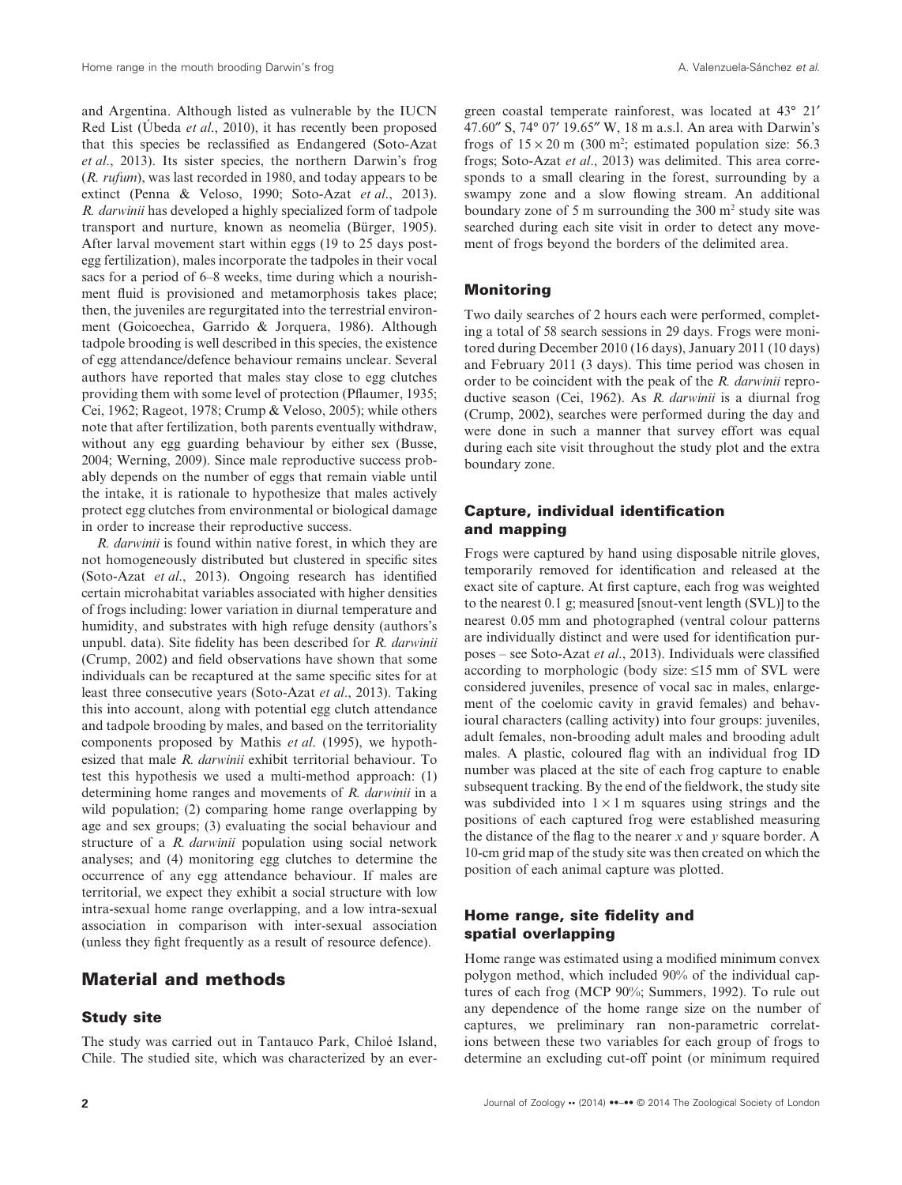and Argentina. Although listed as vulnerable by the IUCN Red List (Úbeda *et al*., 2010), it has recently been proposed that this species be reclassified as Endangered (Soto-Azat *et al*., 2013). Its sister species, the northern Darwin's frog (*R. rufum*), was last recorded in 1980, and today appears to be extinct (Penna & Veloso, 1990; Soto-Azat *et al*., 2013). *R. darwinii* has developed a highly specialized form of tadpole transport and nurture, known as neomelia (Bürger, 1905). After larval movement start within eggs (19 to 25 days post-egg fertilization), males incorporate the tadpoles in their vocal sacs for a period of 6–8 weeks, time during which a nourishment fluid is provisioned and metamorphosis takes place; then, the juveniles are regurgitated into the terrestrial environment (Goicoechea, Garrido & Jorquera, 1986). Although tadpole brooding is well described in this species, the existence of egg attendance/defence behaviour remains unclear. Several authors have reported that males stay close to egg clutches providing them with some level of protection (Pflaumer, 1935; Cei, 1962; Rageot, 1978; Crump & Veloso, 2005); while others note that after fertilization, both parents eventually withdraw, without any egg guarding behaviour by either sex (Busse, 2004; Werning, 2009). Since male reproductive success probably depends on the number of eggs that remain viable until the intake, it is rationale to hypothesize that males actively protect egg clutches from environmental or biological damage in order to increase their reproductive success.

*R. darwinii* is found within native forest, in which they are not homogeneously distributed but clustered in specific sites (Soto-Azat *et al*., 2013). Ongoing research has identified certain microhabitat variables associated with higher densities of frogs including: lower variation in diurnal temperature and humidity, and substrates with high refuge density (authors's unpubl. data). Site fidelity has been described for *R. darwinii* (Crump, 2002) and field observations have shown that some individuals can be recaptured at the same specific sites for at least three consecutive years (Soto-Azat *et al*., 2013). Taking this into account, along with potential egg clutch attendance and tadpole brooding by males, and based on the territoriality components proposed by Mathis *et al*. (1995), we hypothesized that male *R. darwinii* exhibit territorial behaviour. To test this hypothesis we used a multi-method approach: (1) determining home ranges and movements of *R. darwinii* in a wild population; (2) comparing home range overlapping by age and sex groups; (3) evaluating the social behaviour and structure of a *R. darwinii* population using social network analyses; and (4) monitoring egg clutches to determine the occurrence of any egg attendance behaviour. If males are territorial, we expect they exhibit a social structure with low intra-sexual home range overlapping, and a low intra-sexual association in comparison with inter-sexual association (unless they fight frequently as a result of resource defence).

## Material and methods

### Study site

The study was carried out in Tantauco Park, Chiloé Island, Chile. The studied site, which was characterized by an evergreen coastal temperate rainforest, was located at 43° 21′ 47.60″ S, 74° 07′ 19.65″ W, 18 m a.s.l. An area with Darwin's frogs of $15 \times 20$ m (300 m$^2$; estimated population size: 56.3 frogs; Soto-Azat *et al*., 2013) was delimited. This area corresponds to a small clearing in the forest, surrounding by a swampy zone and a slow flowing stream. An additional boundary zone of 5 m surrounding the 300 m$^2$ study site was searched during each site visit in order to detect any movement of frogs beyond the borders of the delimited area.

### Monitoring

Two daily searches of 2 hours each were performed, completing a total of 58 search sessions in 29 days. Frogs were monitored during December 2010 (16 days), January 2011 (10 days) and February 2011 (3 days). This time period was chosen in order to be coincident with the peak of the *R. darwinii* reproductive season (Cei, 1962). As *R. darwinii* is a diurnal frog (Crump, 2002), searches were performed during the day and were done in such a manner that survey effort was equal during each site visit throughout the study plot and the extra boundary zone.

### Capture, individual identification and mapping

Frogs were captured by hand using disposable nitrile gloves, temporarily removed for identification and released at the exact site of capture. At first capture, each frog was weighted to the nearest 0.1 g; measured [snout-vent length (SVL)] to the nearest 0.05 mm and photographed (ventral colour patterns are individually distinct and were used for identification purposes – see Soto-Azat *et al*., 2013). Individuals were classified according to morphologic (body size: ≤15 mm of SVL were considered juveniles, presence of vocal sac in males, enlargement of the coelomic cavity in gravid females) and behavioural characters (calling activity) into four groups: juveniles, adult females, non-brooding adult males and brooding adult males. A plastic, coloured flag with an individual frog ID number was placed at the site of each frog capture to enable subsequent tracking. By the end of the fieldwork, the study site was subdivided into $1 \times 1$ m squares using strings and the positions of each captured frog were established measuring the distance of the flag to the nearer $x$ and $y$ square border. A 10-cm grid map of the study site was then created on which the position of each animal capture was plotted.

### Home range, site fidelity and spatial overlapping

Home range was estimated using a modified minimum convex polygon method, which included 90% of the individual captures of each frog (MCP 90%; Summers, 1992). To rule out any dependence of the home range size on the number of captures, we preliminary ran non-parametric correlations between these two variables for each group of frogs to determine an excluding cut-off point (or minimum required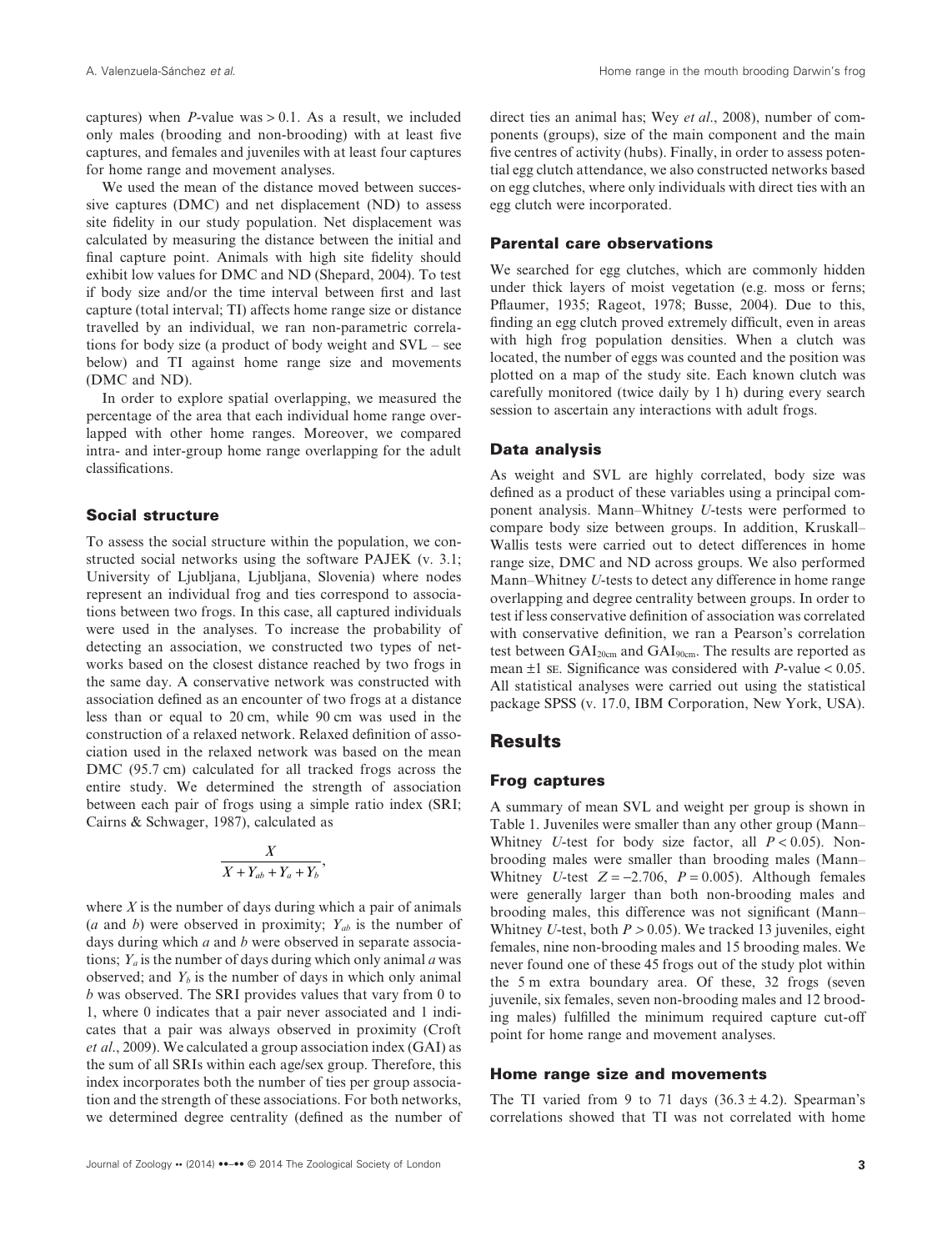captures) when *P*-value was > 0.1. As a result, we included only males (brooding and non-brooding) with at least five captures, and females and juveniles with at least four captures for home range and movement analyses.

We used the mean of the distance moved between successive captures (DMC) and net displacement (ND) to assess site fidelity in our study population. Net displacement was calculated by measuring the distance between the initial and final capture point. Animals with high site fidelity should exhibit low values for DMC and ND (Shepard, 2004). To test if body size and/or the time interval between first and last capture (total interval; TI) affects home range size or distance travelled by an individual, we ran non-parametric correlations for body size (a product of body weight and SVL – see below) and TI against home range size and movements (DMC and ND).

In order to explore spatial overlapping, we measured the percentage of the area that each individual home range overlapped with other home ranges. Moreover, we compared intra- and inter-group home range overlapping for the adult classifications.

### Social structure

To assess the social structure within the population, we constructed social networks using the software PAJEK (v. 3.1; University of Ljubljana, Ljubljana, Slovenia) where nodes represent an individual frog and ties correspond to associations between two frogs. In this case, all captured individuals were used in the analyses. To increase the probability of detecting an association, we constructed two types of networks based on the closest distance reached by two frogs in the same day. A conservative network was constructed with association defined as an encounter of two frogs at a distance less than or equal to 20 cm, while 90 cm was used in the construction of a relaxed network. Relaxed definition of association used in the relaxed network was based on the mean DMC (95.7 cm) calculated for all tracked frogs across the entire study. We determined the strength of association between each pair of frogs using a simple ratio index (SRI; Cairns & Schwager, 1987), calculated as

$$\frac{X}{X + Y_{ab} + Y_a + Y_b},$$

where $X$ is the number of days during which a pair of animals ($a$ and $b$) were observed in proximity; $Y_{ab}$ is the number of days during which $a$ and $b$ were observed in separate associations; $Y_a$ is the number of days during which only animal $a$ was observed; and $Y_b$ is the number of days in which only animal $b$ was observed. The SRI provides values that vary from 0 to 1, where 0 indicates that a pair never associated and 1 indicates that a pair was always observed in proximity (Croft *et al.*, 2009). We calculated a group association index (GAI) as the sum of all SRIs within each age/sex group. Therefore, this index incorporates both the number of ties per group association and the strength of these associations. For both networks, we determined degree centrality (defined as the number of direct ties an animal has; Wey *et al.*, 2008), number of components (groups), size of the main component and the main five centres of activity (hubs). Finally, in order to assess potential egg clutch attendance, we also constructed networks based on egg clutches, where only individuals with direct ties with an egg clutch were incorporated.

### Parental care observations

We searched for egg clutches, which are commonly hidden under thick layers of moist vegetation (e.g. moss or ferns; Pflaumer, 1935; Rageot, 1978; Busse, 2004). Due to this, finding an egg clutch proved extremely difficult, even in areas with high frog population densities. When a clutch was located, the number of eggs was counted and the position was plotted on a map of the study site. Each known clutch was carefully monitored (twice daily by 1 h) during every search session to ascertain any interactions with adult frogs.

### Data analysis

As weight and SVL are highly correlated, body size was defined as a product of these variables using a principal component analysis. Mann–Whitney *U*-tests were performed to compare body size between groups. In addition, Kruskall–Wallis tests were carried out to detect differences in home range size, DMC and ND across groups. We also performed Mann–Whitney *U*-tests to detect any difference in home range overlapping and degree centrality between groups. In order to test if less conservative definition of association was correlated with conservative definition, we ran a Pearson's correlation test between $GAI_{20cm}$ and $GAI_{90cm}$. The results are reported as mean ±1 SE. Significance was considered with *P*-value < 0.05. All statistical analyses were carried out using the statistical package SPSS (v. 17.0, IBM Corporation, New York, USA).

## Results

### Frog captures

A summary of mean SVL and weight per group is shown in Table 1. Juveniles were smaller than any other group (Mann–Whitney *U*-test for body size factor, all $P < 0.05$). Non-brooding males were smaller than brooding males (Mann–Whitney *U*-test $Z = -2.706$, $P = 0.005$). Although females were generally larger than both non-brooding males and brooding males, this difference was not significant (Mann–Whitney *U*-test, both $P > 0.05$). We tracked 13 juveniles, eight females, nine non-brooding males and 15 brooding males. We never found one of these 45 frogs out of the study plot within the 5 m extra boundary area. Of these, 32 frogs (seven juvenile, six females, seven non-brooding males and 12 brooding males) fulfilled the minimum required capture cut-off point for home range and movement analyses.

### Home range size and movements

The TI varied from 9 to 71 days (36.3 ± 4.2). Spearman's correlations showed that TI was not correlated with home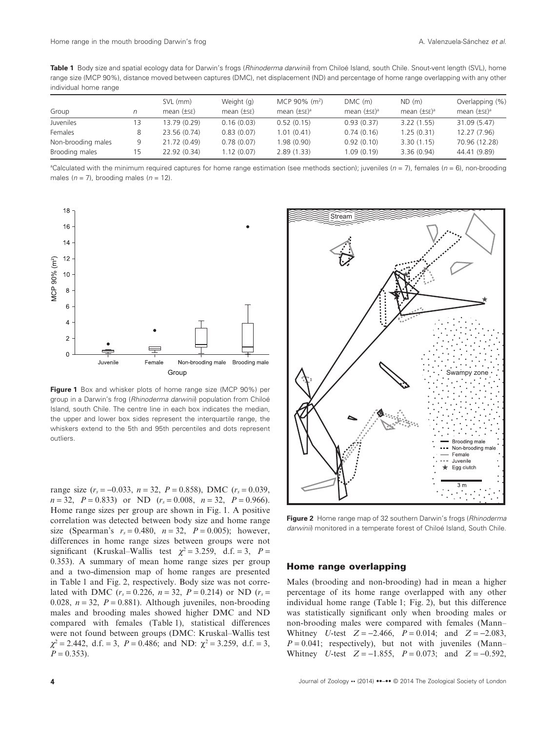**Table 1** Body size and spatial ecology data for Darwin's frogs (*Rhinoderma darwinii*) from Chiloé Island, south Chile. Snout-vent length (SVL), home range size (MCP 90%), distance moved between captures (DMC), net displacement (ND) and percentage of home range overlapping with any other individual home range

| Group | *n* | SVL (mm) mean (±SE) | Weight (g) mean (±SE) | MCP 90% ($m^2$) mean (±SE)[a] | DMC (m) mean (±SE)[a] | ND (m) mean (±SE)[a] | Overlapping (%) mean (±SE)[a] |
|---|---|---|---|---|---|---|---|
| Juveniles | 13 | 13.79 (0.29) | 0.16 (0.03) | 0.52 (0.15) | 0.93 (0.37) | 3.22 (1.55) | 31.09 (5.47) |
| Females | 8 | 23.56 (0.74) | 0.83 (0.07) | 1.01 (0.41) | 0.74 (0.16) | 1.25 (0.31) | 12.27 (7.96) |
| Non-brooding males | 9 | 21.72 (0.49) | 0.78 (0.07) | 1.98 (0.90) | 0.92 (0.10) | 3.30 (1.15) | 70.96 (12.28) |
| Brooding males | 15 | 22.92 (0.34) | 1.12 (0.07) | 2.89 (1.33) | 1.09 (0.19) | 3.36 (0.94) | 44.41 (9.89) |

[a]Calculated with the minimum required captures for home range estimation (see methods section); juveniles ($n = 7$), females ($n = 6$), non-brooding males ($n = 7$), brooding males ($n = 12$).

**Figure 1** Box and whisker plots of home range size (MCP 90%) per group in a Darwin's frog (*Rhinoderma darwinii*) population from Chiloé Island, south Chile. The centre line in each box indicates the median, the upper and lower box sides represent the interquartile range, the whiskers extend to the 5th and 95th percentiles and dots represent outliers.

range size ($r_s = -0.033$, $n = 32$, $P = 0.858$), DMC ($r_s = 0.039$, $n = 32$, $P = 0.833$) or ND ($r_s = 0.008$, $n = 32$, $P = 0.966$). Home range sizes per group are shown in Fig. 1. A positive correlation was detected between body size and home range size (Spearman's $r_s = 0.480$, $n = 32$, $P = 0.005$); however, differences in home range sizes between groups were not significant (Kruskal–Wallis test $\chi^2 = 3.259$, d.f. = 3, $P = 0.353$). A summary of mean home range sizes per group and a two-dimension map of home ranges are presented in Table 1 and Fig. 2, respectively. Body size was not correlated with DMC ($r_s = 0.226$, $n = 32$, $P = 0.214$) or ND ($r_s = 0.028$, $n = 32$, $P = 0.881$). Although juveniles, non-brooding males and brooding males showed higher DMC and ND compared with females (Table 1), statistical differences were not found between groups (DMC: Kruskal–Wallis test $\chi^2 = 2.442$, d.f. = 3, $P = 0.486$; and ND: $\chi^2 = 3.259$, d.f. = 3, $P = 0.353$).

**Figure 2** Home range map of 32 southern Darwin's frogs (*Rhinoderma darwinii*) monitored in a temperate forest of Chiloé Island, South Chile.

## Home range overlapping

Males (brooding and non-brooding) had in mean a higher percentage of its home range overlapped with any other individual home range (Table 1; Fig. 2), but this difference was statistically significant only when brooding males or non-brooding males were compared with females (Mann–Whitney *U*-test $Z = -2.466$, $P = 0.014$; and $Z = -2.083$, $P = 0.041$; respectively), but not with juveniles (Mann–Whitney *U*-test $Z = -1.855$, $P = 0.073$; and $Z = -0.592$,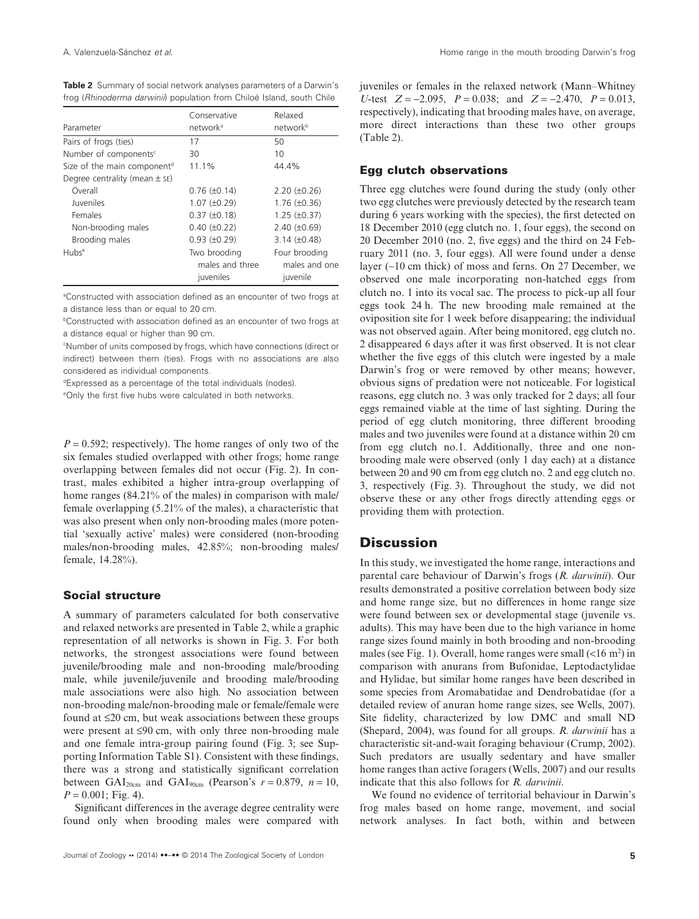**Table 2** Summary of social network analyses parameters of a Darwin's frog (*Rhinoderma darwinii*) population from Chiloé Island, south Chile

| Parameter | Conservative network[a] | Relaxed network[b] |
| --- | --- | --- |
| Pairs of frogs (ties) | 17 | 50 |
| Number of components[c] | 30 | 10 |
| Size of the main component[d] | 11.1% | 44.4% |
| Degree centrality (mean ± SE) | | |
| Overall | 0.76 (±0.14) | 2.20 (±0.26) |
| Juveniles | 1.07 (±0.29) | 1.76 (±0.36) |
| Females | 0.37 (±0.18) | 1.25 (±0.37) |
| Non-brooding males | 0.40 (±0.22) | 2.40 (±0.69) |
| Brooding males | 0.93 (±0.29) | 3.14 (±0.48) |
| Hubs[e] | Two brooding males and three juveniles | Four brooding males and one juvenile |

[a]Constructed with association defined as an encounter of two frogs at a distance less than or equal to 20 cm.
[b]Constructed with association defined as an encounter of two frogs at a distance equal or higher than 90 cm.
[c]Number of units composed by frogs, which have connections (direct or indirect) between them (ties). Frogs with no associations are also considered as individual components.
[d]Expressed as a percentage of the total individuals (nodes).
[e]Only the first five hubs were calculated in both networks.

$P = 0.592$; respectively). The home ranges of only two of the six females studied overlapped with other frogs; home range overlapping between females did not occur (Fig. 2). In contrast, males exhibited a higher intra-group overlapping of home ranges (84.21% of the males) in comparison with male/female overlapping (5.21% of the males), a characteristic that was also present when only non-brooding males (more potential 'sexually active' males) were considered (non-brooding males/non-brooding males, 42.85%; non-brooding males/female, 14.28%).

### Social structure

A summary of parameters calculated for both conservative and relaxed networks are presented in Table 2, while a graphic representation of all networks is shown in Fig. 3. For both networks, the strongest associations were found between juvenile/brooding male and non-brooding male/brooding male, while juvenile/juvenile and brooding male/brooding male associations were also high. No association between non-brooding male/non-brooding male or female/female were found at ≤20 cm, but weak associations between these groups were present at ≤90 cm, with only three non-brooding male and one female intra-group pairing found (Fig. 3; see Supporting Information Table S1). Consistent with these findings, there was a strong and statistically significant correlation between $GAI_{20cm}$ and $GAI_{90cm}$ (Pearson's $r = 0.879$, $n = 10$, $P = 0.001$; Fig. 4).

Significant differences in the average degree centrality were found only when brooding males were compared with juveniles or females in the relaxed network (Mann–Whitney $U$-test $Z = -2.095$, $P = 0.038$; and $Z = -2.470$, $P = 0.013$, respectively), indicating that brooding males have, on average, more direct interactions than these two other groups (Table 2).

### Egg clutch observations

Three egg clutches were found during the study (only other two egg clutches were previously detected by the research team during 6 years working with the species), the first detected on 18 December 2010 (egg clutch no. 1, four eggs), the second on 20 December 2010 (no. 2, five eggs) and the third on 24 February 2011 (no. 3, four eggs). All were found under a dense layer (~10 cm thick) of moss and ferns. On 27 December, we observed one male incorporating non-hatched eggs from clutch no. 1 into its vocal sac. The process to pick-up all four eggs took 24 h. The new brooding male remained at the oviposition site for 1 week before disappearing; the individual was not observed again. After being monitored, egg clutch no. 2 disappeared 6 days after it was first observed. It is not clear whether the five eggs of this clutch were ingested by a male Darwin's frog or were removed by other means; however, obvious signs of predation were not noticeable. For logistical reasons, egg clutch no. 3 was only tracked for 2 days; all four eggs remained viable at the time of last sighting. During the period of egg clutch monitoring, three different brooding males and two juveniles were found at a distance within 20 cm from egg clutch no.1. Additionally, three and one non-brooding male were observed (only 1 day each) at a distance between 20 and 90 cm from egg clutch no. 2 and egg clutch no. 3, respectively (Fig. 3). Throughout the study, we did not observe these or any other frogs directly attending eggs or providing them with protection.

## Discussion

In this study, we investigated the home range, interactions and parental care behaviour of Darwin's frogs (*R. darwinii*). Our results demonstrated a positive correlation between body size and home range size, but no differences in home range size were found between sex or developmental stage (juvenile vs. adults). This may have been due to the high variance in home range sizes found mainly in both brooding and non-brooding males (see Fig. 1). Overall, home ranges were small (<16 $m^2$) in comparison with anurans from Bufonidae, Leptodactylidae and Hylidae, but similar home ranges have been described in some species from Aromabatidae and Dendrobatidae (for a detailed review of anuran home range sizes, see Wells, 2007). Site fidelity, characterized by low DMC and small ND (Shepard, 2004), was found for all groups. *R. darwinii* has a characteristic sit-and-wait foraging behaviour (Crump, 2002). Such predators are usually sedentary and have smaller home ranges than active foragers (Wells, 2007) and our results indicate that this also follows for *R. darwinii*.

We found no evidence of territorial behaviour in Darwin's frog males based on home range, movement, and social network analyses. In fact both, within and between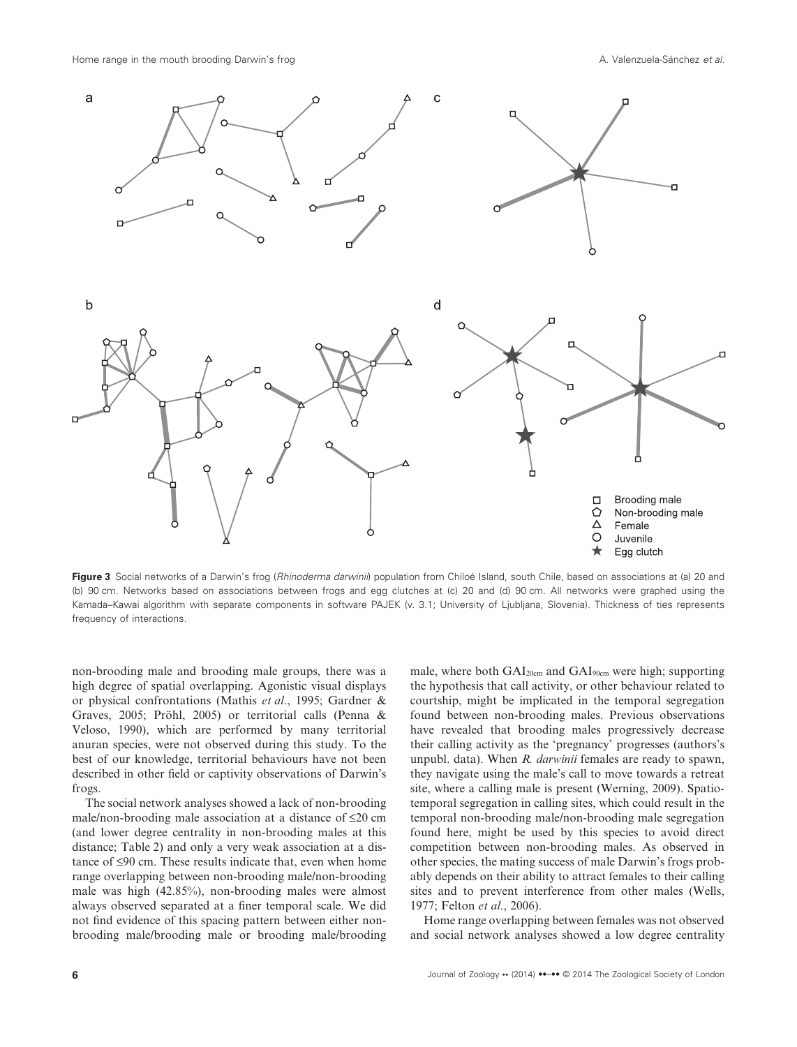**Figure 3** Social networks of a Darwin's frog (*Rhinoderma darwinii*) population from Chiloé Island, south Chile, based on associations at (a) 20 and (b) 90 cm. Networks based on associations between frogs and egg clutches at (c) 20 and (d) 90 cm. All networks were graphed using the Kamada–Kawai algorithm with separate components in software PAJEK (v. 3.1; University of Ljubljana, Slovenia). Thickness of ties represents frequency of interactions.

non-brooding male and brooding male groups, there was a high degree of spatial overlapping. Agonistic visual displays or physical confrontations (Mathis *et al*., 1995; Gardner & Graves, 2005; Pröhl, 2005) or territorial calls (Penna & Veloso, 1990), which are performed by many territorial anuran species, were not observed during this study. To the best of our knowledge, territorial behaviours have not been described in other field or captivity observations of Darwin's frogs.

The social network analyses showed a lack of non-brooding male/non-brooding male association at a distance of ≤20 cm (and lower degree centrality in non-brooding males at this distance; Table 2) and only a very weak association at a distance of ≤90 cm. These results indicate that, even when home range overlapping between non-brooding male/non-brooding male was high (42.85%), non-brooding males were almost always observed separated at a finer temporal scale. We did not find evidence of this spacing pattern between either non-brooding male/brooding male or brooding male/brooding male, where both $GAI_{20cm}$ and $GAI_{90cm}$ were high; supporting the hypothesis that call activity, or other behaviour related to courtship, might be implicated in the temporal segregation found between non-brooding males. Previous observations have revealed that brooding males progressively decrease their calling activity as the 'pregnancy' progresses (authors's unpubl. data). When *R. darwinii* females are ready to spawn, they navigate using the male's call to move towards a retreat site, where a calling male is present (Werning, 2009). Spatio-temporal segregation in calling sites, which could result in the temporal non-brooding male/non-brooding male segregation found here, might be used by this species to avoid direct competition between non-brooding males. As observed in other species, the mating success of male Darwin's frogs probably depends on their ability to attract females to their calling sites and to prevent interference from other males (Wells, 1977; Felton *et al*., 2006).

Home range overlapping between females was not observed and social network analyses showed a low degree centrality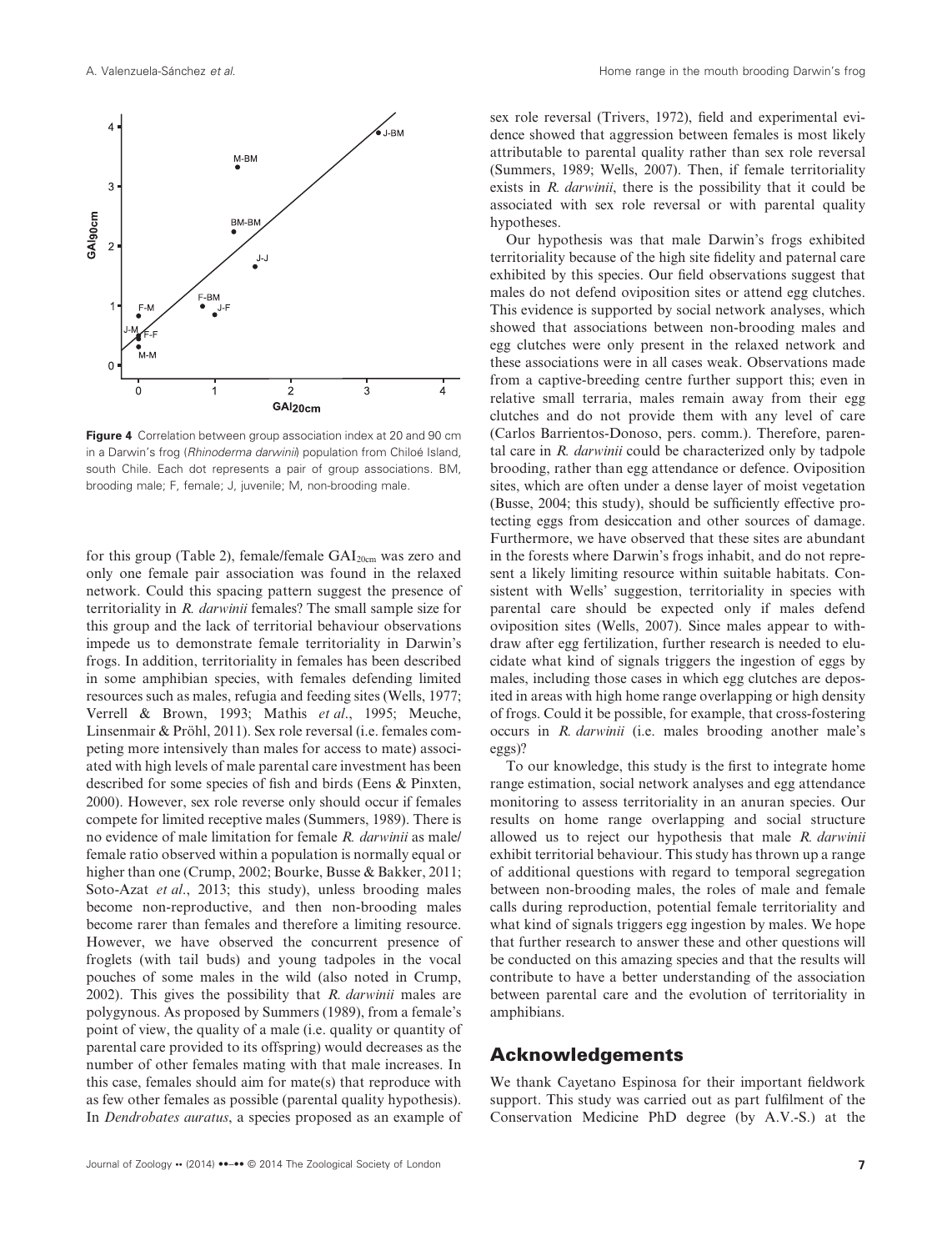**Figure 4** Correlation between group association index at 20 and 90 cm in a Darwin's frog (*Rhinoderma darwinii*) population from Chiloé Island, south Chile. Each dot represents a pair of group associations. BM, brooding male; F, female; J, juvenile; M, non-brooding male.

for this group (Table 2), female/female $GAI_{20cm}$ was zero and only one female pair association was found in the relaxed network. Could this spacing pattern suggest the presence of territoriality in *R. darwinii* females? The small sample size for this group and the lack of territorial behaviour observations impede us to demonstrate female territoriality in Darwin's frogs. In addition, territoriality in females has been described in some amphibian species, with females defending limited resources such as males, refugia and feeding sites (Wells, 1977; Verrell & Brown, 1993; Mathis *et al*., 1995; Meuche, Linsenmair & Pröhl, 2011). Sex role reversal (i.e. females competing more intensively than males for access to mate) associated with high levels of male parental care investment has been described for some species of fish and birds (Eens & Pinxten, 2000). However, sex role reverse only should occur if females compete for limited receptive males (Summers, 1989). There is no evidence of male limitation for female *R. darwinii* as male/female ratio observed within a population is normally equal or higher than one (Crump, 2002; Bourke, Busse & Bakker, 2011; Soto-Azat *et al*., 2013; this study), unless brooding males become non-reproductive, and then non-brooding males become rarer than females and therefore a limiting resource. However, we have observed the concurrent presence of froglets (with tail buds) and young tadpoles in the vocal pouches of some males in the wild (also noted in Crump, 2002). This gives the possibility that *R. darwinii* males are polygynous. As proposed by Summers (1989), from a female's point of view, the quality of a male (i.e. quality or quantity of parental care provided to its offspring) would decreases as the number of other females mating with that male increases. In this case, females should aim for mate(s) that reproduce with as few other females as possible (parental quality hypothesis). In *Dendrobates auratus*, a species proposed as an example of sex role reversal (Trivers, 1972), field and experimental evidence showed that aggression between females is most likely attributable to parental quality rather than sex role reversal (Summers, 1989; Wells, 2007). Then, if female territoriality exists in *R. darwinii*, there is the possibility that it could be associated with sex role reversal or with parental quality hypotheses.

Our hypothesis was that male Darwin's frogs exhibited territoriality because of the high site fidelity and paternal care exhibited by this species. Our field observations suggest that males do not defend oviposition sites or attend egg clutches. This evidence is supported by social network analyses, which showed that associations between non-brooding males and egg clutches were only present in the relaxed network and these associations were in all cases weak. Observations made from a captive-breeding centre further support this; even in relative small terraria, males remain away from their egg clutches and do not provide them with any level of care (Carlos Barrientos-Donoso, pers. comm.). Therefore, parental care in *R. darwinii* could be characterized only by tadpole brooding, rather than egg attendance or defence. Oviposition sites, which are often under a dense layer of moist vegetation (Busse, 2004; this study), should be sufficiently effective protecting eggs from desiccation and other sources of damage. Furthermore, we have observed that these sites are abundant in the forests where Darwin's frogs inhabit, and do not represent a likely limiting resource within suitable habitats. Consistent with Wells' suggestion, territoriality in species with parental care should be expected only if males defend oviposition sites (Wells, 2007). Since males appear to withdraw after egg fertilization, further research is needed to elucidate what kind of signals triggers the ingestion of eggs by males, including those cases in which egg clutches are deposited in areas with high home range overlapping or high density of frogs. Could it be possible, for example, that cross-fostering occurs in *R. darwinii* (i.e. males brooding another male's eggs)?

To our knowledge, this study is the first to integrate home range estimation, social network analyses and egg attendance monitoring to assess territoriality in an anuran species. Our results on home range overlapping and social structure allowed us to reject our hypothesis that male *R. darwinii* exhibit territorial behaviour. This study has thrown up a range of additional questions with regard to temporal segregation between non-brooding males, the roles of male and female calls during reproduction, potential female territoriality and what kind of signals triggers egg ingestion by males. We hope that further research to answer these and other questions will be conducted on this amazing species and that the results will contribute to have a better understanding of the association between parental care and the evolution of territoriality in amphibians.

## Acknowledgements

We thank Cayetano Espinosa for their important fieldwork support. This study was carried out as part fulfilment of the Conservation Medicine PhD degree (by A.V.-S.) at the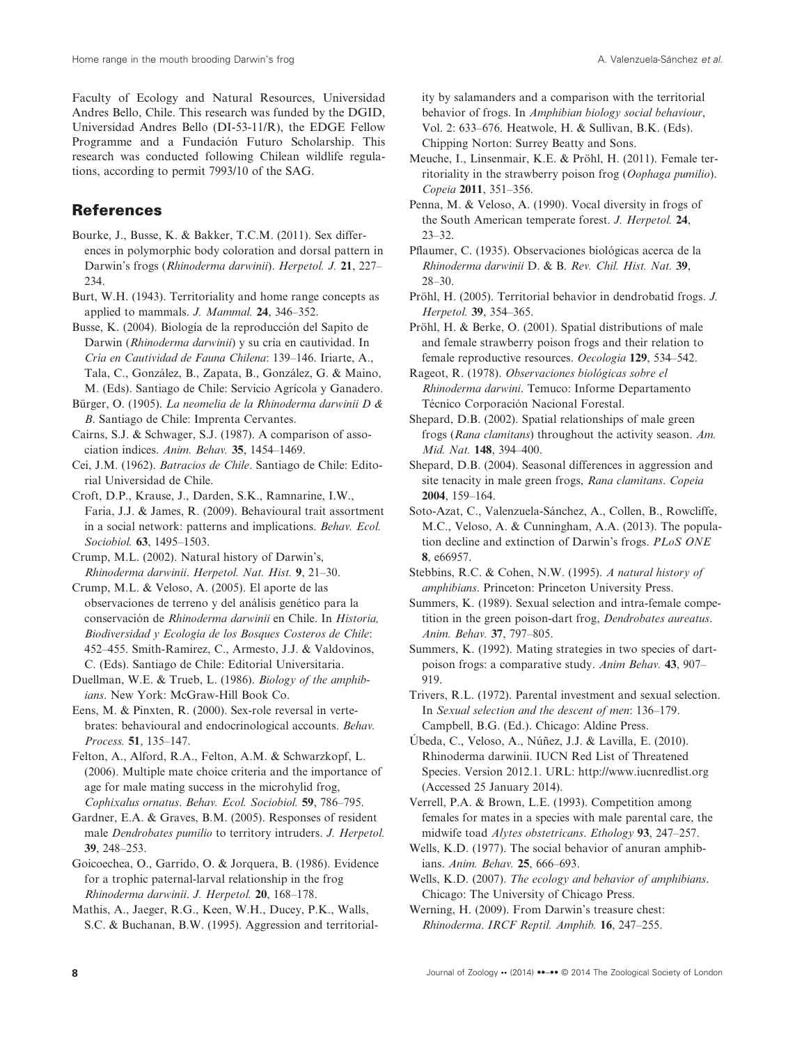Faculty of Ecology and Natural Resources, Universidad Andres Bello, Chile. This research was funded by the DGID, Universidad Andres Bello (DI-53-11/R), the EDGE Fellow Programme and a Fundación Futuro Scholarship. This research was conducted following Chilean wildlife regulations, according to permit 7993/10 of the SAG.

## References

Bourke, J., Busse, K. & Bakker, T.C.M. (2011). Sex differences in polymorphic body coloration and dorsal pattern in Darwin's frogs (*Rhinoderma darwinii*). *Herpetol. J.* **21**, 227–234.

Burt, W.H. (1943). Territoriality and home range concepts as applied to mammals. *J. Mammal.* **24**, 346–352.

Busse, K. (2004). Biología de la reproducción del Sapito de Darwin (*Rhinoderma darwinii*) y su cría en cautividad. In *Cría en Cautividad de Fauna Chilena*: 139–146. Iriarte, A., Tala, C., González, B., Zapata, B., González, G. & Maino, M. (Eds). Santiago de Chile: Servicio Agrícola y Ganadero.

Bürger, O. (1905). *La neomelia de la Rhinoderma darwinii D & B*. Santiago de Chile: Imprenta Cervantes.

Cairns, S.J. & Schwager, S.J. (1987). A comparison of association indices. *Anim. Behav.* **35**, 1454–1469.

Cei, J.M. (1962). *Batracios de Chile*. Santiago de Chile: Editorial Universidad de Chile.

Croft, D.P., Krause, J., Darden, S.K., Ramnarine, I.W., Faria, J.J. & James, R. (2009). Behavioural trait assortment in a social network: patterns and implications. *Behav. Ecol. Sociobiol.* **63**, 1495–1503.

Crump, M.L. (2002). Natural history of Darwin's, *Rhinoderma darwinii*. *Herpetol. Nat. Hist.* **9**, 21–30.

Crump, M.L. & Veloso, A. (2005). El aporte de las observaciones de terreno y del análisis genético para la conservación de *Rhinoderma darwinii* en Chile. In *Historia, Biodiversidad y Ecología de los Bosques Costeros de Chile*: 452–455. Smith-Ramirez, C., Armesto, J.J. & Valdovinos, C. (Eds). Santiago de Chile: Editorial Universitaria.

Duellman, W.E. & Trueb, L. (1986). *Biology of the amphibians*. New York: McGraw-Hill Book Co.

Eens, M. & Pinxten, R. (2000). Sex-role reversal in vertebrates: behavioural and endocrinological accounts. *Behav. Process.* **51**, 135–147.

Felton, A., Alford, R.A., Felton, A.M. & Schwarzkopf, L. (2006). Multiple mate choice criteria and the importance of age for male mating success in the microhylid frog, *Cophixalus ornatus*. *Behav. Ecol. Sociobiol.* **59**, 786–795.

Gardner, E.A. & Graves, B.M. (2005). Responses of resident male *Dendrobates pumilio* to territory intruders. *J. Herpetol.* **39**, 248–253.

Goicoechea, O., Garrido, O. & Jorquera, B. (1986). Evidence for a trophic paternal-larval relationship in the frog *Rhinoderma darwinii*. *J. Herpetol.* **20**, 168–178.

Mathis, A., Jaeger, R.G., Keen, W.H., Ducey, P.K., Walls, S.C. & Buchanan, B.W. (1995). Aggression and territoriality by salamanders and a comparison with the territorial behavior of frogs. In *Amphibian biology social behaviour*, Vol. 2: 633–676. Heatwole, H. & Sullivan, B.K. (Eds). Chipping Norton: Surrey Beatty and Sons.

Meuche, I., Linsenmair, K.E. & Pröhl, H. (2011). Female territoriality in the strawberry poison frog (*Oophaga pumilio*). *Copeia* **2011**, 351–356.

Penna, M. & Veloso, A. (1990). Vocal diversity in frogs of the South American temperate forest. *J. Herpetol.* **24**, 23–32.

Pflaumer, C. (1935). Observaciones biológicas acerca de la *Rhinoderma darwinii* D. & B. *Rev. Chil. Hist. Nat.* **39**, 28–30.

Pröhl, H. (2005). Territorial behavior in dendrobatid frogs. *J. Herpetol.* **39**, 354–365.

Pröhl, H. & Berke, O. (2001). Spatial distributions of male and female strawberry poison frogs and their relation to female reproductive resources. *Oecologia* **129**, 534–542.

Rageot, R. (1978). *Observaciones biológicas sobre el Rhinoderma darwini*. Temuco: Informe Departamento Técnico Corporación Nacional Forestal.

Shepard, D.B. (2002). Spatial relationships of male green frogs (*Rana clamitans*) throughout the activity season. *Am. Mid. Nat.* **148**, 394–400.

Shepard, D.B. (2004). Seasonal differences in aggression and site tenacity in male green frogs, *Rana clamitans*. *Copeia* **2004**, 159–164.

Soto-Azat, C., Valenzuela-Sánchez, A., Collen, B., Rowcliffe, M.C., Veloso, A. & Cunningham, A.A. (2013). The population decline and extinction of Darwin's frogs. *PLoS ONE* **8**, e66957.

Stebbins, R.C. & Cohen, N.W. (1995). *A natural history of amphibians*. Princeton: Princeton University Press.

Summers, K. (1989). Sexual selection and intra-female competition in the green poison-dart frog, *Dendrobates aureatus*. *Anim. Behav.* **37**, 797–805.

Summers, K. (1992). Mating strategies in two species of dart-poison frogs: a comparative study. *Anim Behav.* **43**, 907–919.

Trivers, R.L. (1972). Parental investment and sexual selection. In *Sexual selection and the descent of men*: 136–179. Campbell, B.G. (Ed.). Chicago: Aldine Press.

Úbeda, C., Veloso, A., Núñez, J.J. & Lavilla, E. (2010). Rhinoderma darwinii. IUCN Red List of Threatened Species. Version 2012.1. URL: http://www.iucnredlist.org (Accessed 25 January 2014).

Verrell, P.A. & Brown, L.E. (1993). Competition among females for mates in a species with male parental care, the midwife toad *Alytes obstetricans*. *Ethology* **93**, 247–257.

Wells, K.D. (1977). The social behavior of anuran amphibians. *Anim. Behav.* **25**, 666–693.

Wells, K.D. (2007). *The ecology and behavior of amphibians*. Chicago: The University of Chicago Press.

Werning, H. (2009). From Darwin's treasure chest: *Rhinoderma*. *IRCF Reptil. Amphib.* **16**, 247–255.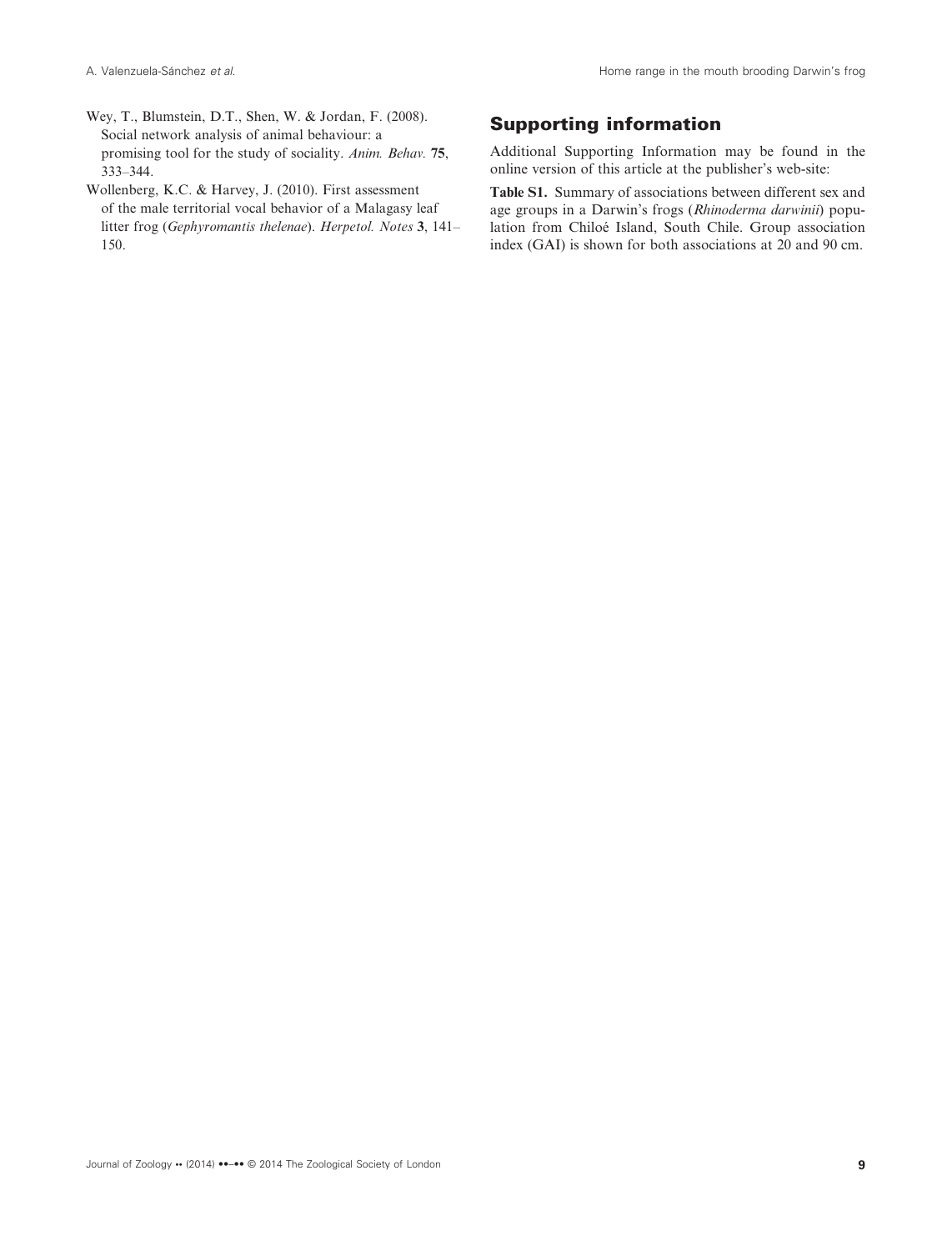Wey, T., Blumstein, D.T., Shen, W. & Jordan, F. (2008). Social network analysis of animal behaviour: a promising tool for the study of sociality. *Anim. Behav.* **75**, 333–344.

Wollenberg, K.C. & Harvey, J. (2010). First assessment of the male territorial vocal behavior of a Malagasy leaf litter frog (*Gephyromantis thelenae*). *Herpetol. Notes* **3**, 141–150.

## Supporting information

Additional Supporting Information may be found in the online version of this article at the publisher's web-site:

**Table S1.** Summary of associations between different sex and age groups in a Darwin's frogs (*Rhinoderma darwinii*) population from Chiloé Island, South Chile. Group association index (GAI) is shown for both associations at 20 and 90 cm.